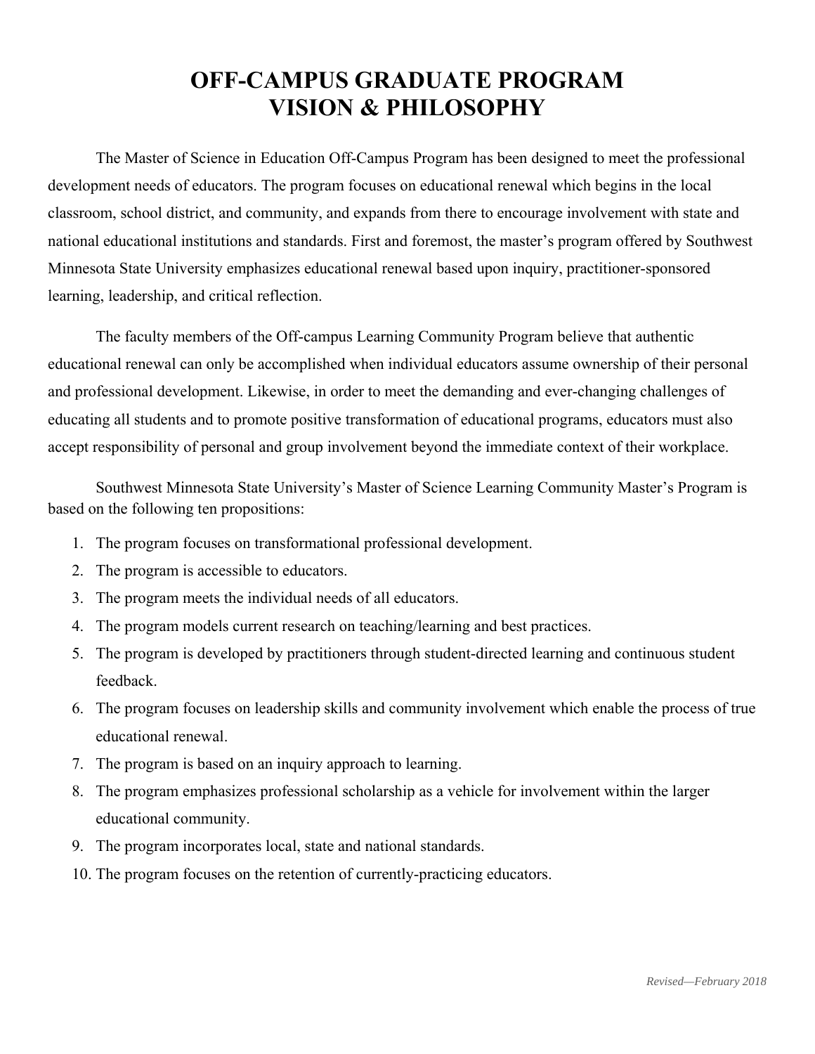# OFF-CAMPUS GRADUATE PROGRAM
# VISION & PHILOSOPHY

The Master of Science in Education Off-Campus Program has been designed to meet the professional development needs of educators. The program focuses on educational renewal which begins in the local classroom, school district, and community, and expands from there to encourage involvement with state and national educational institutions and standards. First and foremost, the master's program offered by Southwest Minnesota State University emphasizes educational renewal based upon inquiry, practitioner-sponsored learning, leadership, and critical reflection.

The faculty members of the Off-campus Learning Community Program believe that authentic educational renewal can only be accomplished when individual educators assume ownership of their personal and professional development. Likewise, in order to meet the demanding and ever-changing challenges of educating all students and to promote positive transformation of educational programs, educators must also accept responsibility of personal and group involvement beyond the immediate context of their workplace.

Southwest Minnesota State University's Master of Science Learning Community Master's Program is based on the following ten propositions:

1. The program focuses on transformational professional development.
2. The program is accessible to educators.
3. The program meets the individual needs of all educators.
4. The program models current research on teaching/learning and best practices.
5. The program is developed by practitioners through student-directed learning and continuous student feedback.
6. The program focuses on leadership skills and community involvement which enable the process of true educational renewal.
7. The program is based on an inquiry approach to learning.
8. The program emphasizes professional scholarship as a vehicle for involvement within the larger educational community.
9. The program incorporates local, state and national standards.
10. The program focuses on the retention of currently-practicing educators.

*Revised—February 2018*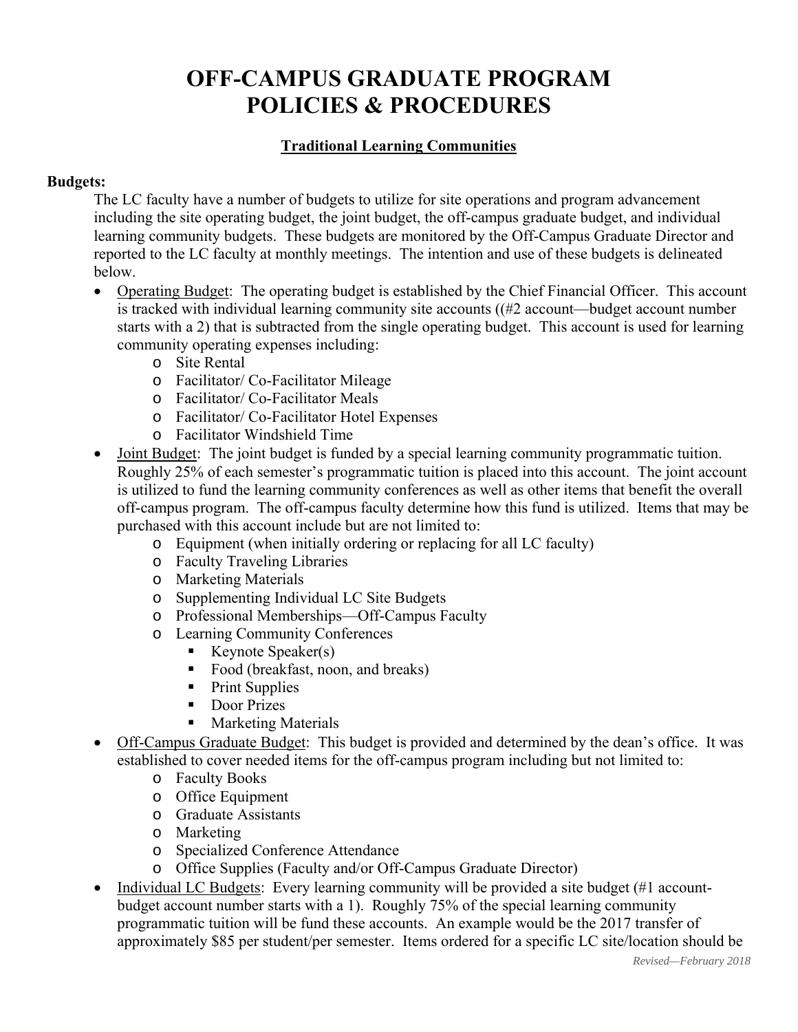# OFF-CAMPUS GRADUATE PROGRAM POLICIES & PROCEDURES

## Traditional Learning Communities

**Budgets:**

The LC faculty have a number of budgets to utilize for site operations and program advancement including the site operating budget, the joint budget, the off-campus graduate budget, and individual learning community budgets. These budgets are monitored by the Off-Campus Graduate Director and reported to the LC faculty at monthly meetings. The intention and use of these budgets is delineated below.

- Operating Budget: The operating budget is established by the Chief Financial Officer. This account is tracked with individual learning community site accounts ((#2 account—budget account number starts with a 2) that is subtracted from the single operating budget. This account is used for learning community operating expenses including:
    - Site Rental
    - Facilitator/ Co-Facilitator Mileage
    - Facilitator/ Co-Facilitator Meals
    - Facilitator/ Co-Facilitator Hotel Expenses
    - Facilitator Windshield Time
- Joint Budget: The joint budget is funded by a special learning community programmatic tuition. Roughly 25% of each semester's programmatic tuition is placed into this account. The joint account is utilized to fund the learning community conferences as well as other items that benefit the overall off-campus program. The off-campus faculty determine how this fund is utilized. Items that may be purchased with this account include but are not limited to:
    - Equipment (when initially ordering or replacing for all LC faculty)
    - Faculty Traveling Libraries
    - Marketing Materials
    - Supplementing Individual LC Site Budgets
    - Professional Memberships—Off-Campus Faculty
    - Learning Community Conferences
        - Keynote Speaker(s)
        - Food (breakfast, noon, and breaks)
        - Print Supplies
        - Door Prizes
        - Marketing Materials
- Off-Campus Graduate Budget: This budget is provided and determined by the dean's office. It was established to cover needed items for the off-campus program including but not limited to:
    - Faculty Books
    - Office Equipment
    - Graduate Assistants
    - Marketing
    - Specialized Conference Attendance
    - Office Supplies (Faculty and/or Off-Campus Graduate Director)
- Individual LC Budgets: Every learning community will be provided a site budget (#1 account-budget account number starts with a 1). Roughly 75% of the special learning community programmatic tuition will be fund these accounts. An example would be the 2017 transfer of approximately $85 per student/per semester. Items ordered for a specific LC site/location should be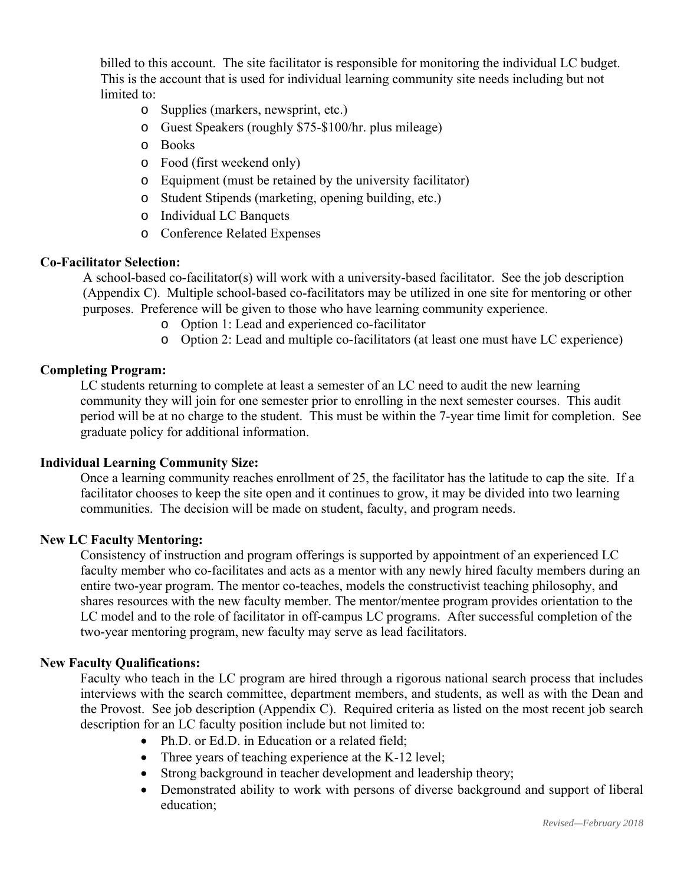billed to this account. The site facilitator is responsible for monitoring the individual LC budget. This is the account that is used for individual learning community site needs including but not limited to:

- Supplies (markers, newsprint, etc.)
- Guest Speakers (roughly $75-$100/hr. plus mileage)
- Books
- Food (first weekend only)
- Equipment (must be retained by the university facilitator)
- Student Stipends (marketing, opening building, etc.)
- Individual LC Banquets
- Conference Related Expenses

**Co-Facilitator Selection:**

A school-based co-facilitator(s) will work with a university-based facilitator. See the job description (Appendix C). Multiple school-based co-facilitators may be utilized in one site for mentoring or other purposes. Preference will be given to those who have learning community experience.

- Option 1: Lead and experienced co-facilitator
- Option 2: Lead and multiple co-facilitators (at least one must have LC experience)

**Completing Program:**

LC students returning to complete at least a semester of an LC need to audit the new learning community they will join for one semester prior to enrolling in the next semester courses. This audit period will be at no charge to the student. This must be within the 7-year time limit for completion. See graduate policy for additional information.

**Individual Learning Community Size:**

Once a learning community reaches enrollment of 25, the facilitator has the latitude to cap the site. If a facilitator chooses to keep the site open and it continues to grow, it may be divided into two learning communities. The decision will be made on student, faculty, and program needs.

**New LC Faculty Mentoring:**

Consistency of instruction and program offerings is supported by appointment of an experienced LC faculty member who co-facilitates and acts as a mentor with any newly hired faculty members during an entire two-year program. The mentor co-teaches, models the constructivist teaching philosophy, and shares resources with the new faculty member. The mentor/mentee program provides orientation to the LC model and to the role of facilitator in off-campus LC programs. After successful completion of the two-year mentoring program, new faculty may serve as lead facilitators.

**New Faculty Qualifications:**

Faculty who teach in the LC program are hired through a rigorous national search process that includes interviews with the search committee, department members, and students, as well as with the Dean and the Provost. See job description (Appendix C). Required criteria as listed on the most recent job search description for an LC faculty position include but not limited to:

- Ph.D. or Ed.D. in Education or a related field;
- Three years of teaching experience at the K-12 level;
- Strong background in teacher development and leadership theory;
- Demonstrated ability to work with persons of diverse background and support of liberal education;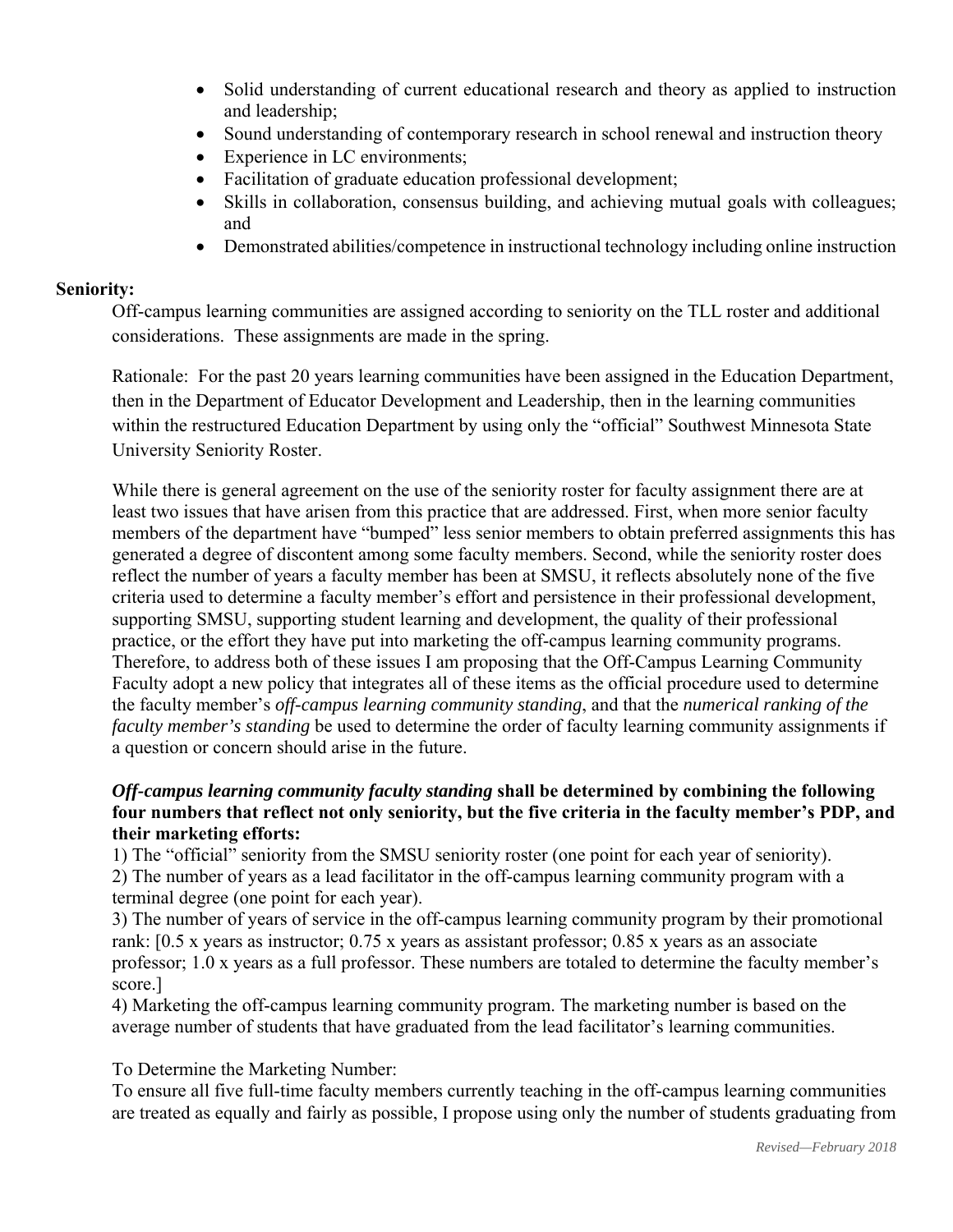- Solid understanding of current educational research and theory as applied to instruction and leadership;
- Sound understanding of contemporary research in school renewal and instruction theory
- Experience in LC environments;
- Facilitation of graduate education professional development;
- Skills in collaboration, consensus building, and achieving mutual goals with colleagues; and
- Demonstrated abilities/competence in instructional technology including online instruction

**Seniority:**

Off-campus learning communities are assigned according to seniority on the TLL roster and additional considerations. These assignments are made in the spring.

Rationale: For the past 20 years learning communities have been assigned in the Education Department, then in the Department of Educator Development and Leadership, then in the learning communities within the restructured Education Department by using only the "official" Southwest Minnesota State University Seniority Roster.

While there is general agreement on the use of the seniority roster for faculty assignment there are at least two issues that have arisen from this practice that are addressed. First, when more senior faculty members of the department have "bumped" less senior members to obtain preferred assignments this has generated a degree of discontent among some faculty members. Second, while the seniority roster does reflect the number of years a faculty member has been at SMSU, it reflects absolutely none of the five criteria used to determine a faculty member's effort and persistence in their professional development, supporting SMSU, supporting student learning and development, the quality of their professional practice, or the effort they have put into marketing the off-campus learning community programs. Therefore, to address both of these issues I am proposing that the Off-Campus Learning Community Faculty adopt a new policy that integrates all of these items as the official procedure used to determine the faculty member's *off-campus learning community standing*, and that the *numerical ranking of the faculty member's standing* be used to determine the order of faculty learning community assignments if a question or concern should arise in the future.

***Off-campus learning community faculty standing*** **shall be determined by combining the following four numbers that reflect not only seniority, but the five criteria in the faculty member's PDP, and their marketing efforts:**

1) The "official" seniority from the SMSU seniority roster (one point for each year of seniority).
2) The number of years as a lead facilitator in the off-campus learning community program with a terminal degree (one point for each year).
3) The number of years of service in the off-campus learning community program by their promotional rank: [0.5 x years as instructor; 0.75 x years as assistant professor; 0.85 x years as an associate professor; 1.0 x years as a full professor. These numbers are totaled to determine the faculty member's score.]
4) Marketing the off-campus learning community program. The marketing number is based on the average number of students that have graduated from the lead facilitator's learning communities.

To Determine the Marketing Number:
To ensure all five full-time faculty members currently teaching in the off-campus learning communities are treated as equally and fairly as possible, I propose using only the number of students graduating from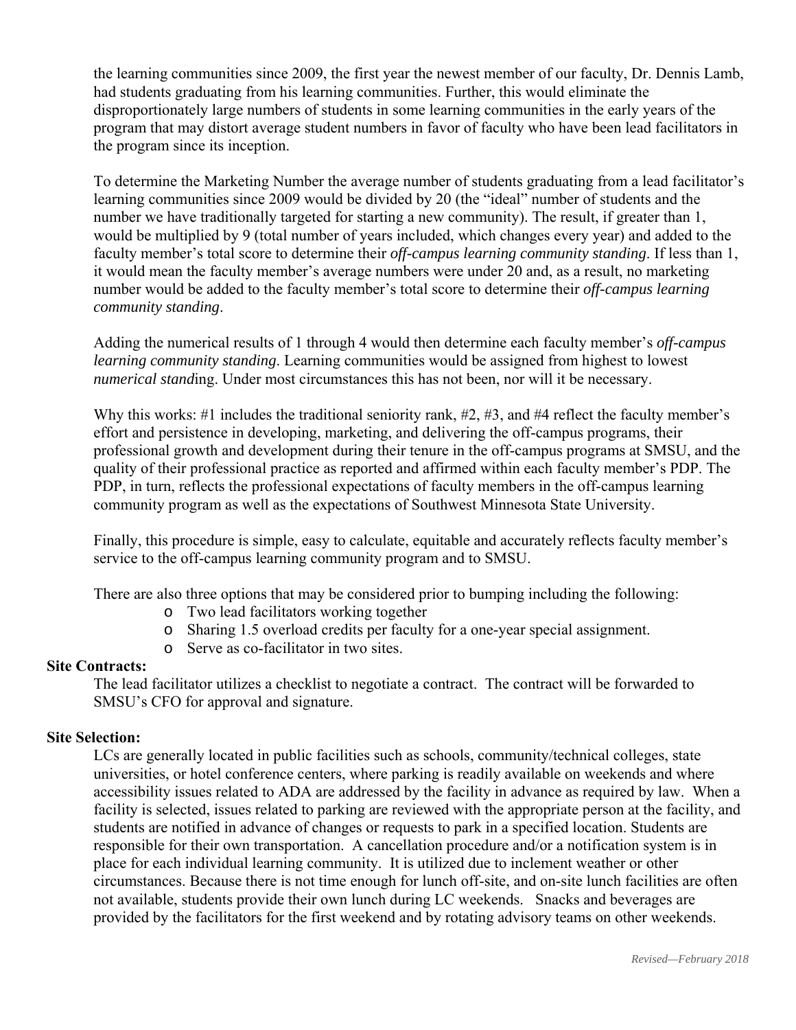the learning communities since 2009, the first year the newest member of our faculty, Dr. Dennis Lamb, had students graduating from his learning communities. Further, this would eliminate the disproportionately large numbers of students in some learning communities in the early years of the program that may distort average student numbers in favor of faculty who have been lead facilitators in the program since its inception.

To determine the Marketing Number the average number of students graduating from a lead facilitator's learning communities since 2009 would be divided by 20 (the "ideal" number of students and the number we have traditionally targeted for starting a new community). The result, if greater than 1, would be multiplied by 9 (total number of years included, which changes every year) and added to the faculty member's total score to determine their *off-campus learning community standing*. If less than 1, it would mean the faculty member's average numbers were under 20 and, as a result, no marketing number would be added to the faculty member's total score to determine their *off-campus learning community standing*.

Adding the numerical results of 1 through 4 would then determine each faculty member's *off-campus learning community standing*. Learning communities would be assigned from highest to lowest *numerical stand*ing. Under most circumstances this has not been, nor will it be necessary.

Why this works: #1 includes the traditional seniority rank, #2, #3, and #4 reflect the faculty member's effort and persistence in developing, marketing, and delivering the off-campus programs, their professional growth and development during their tenure in the off-campus programs at SMSU, and the quality of their professional practice as reported and affirmed within each faculty member's PDP. The PDP, in turn, reflects the professional expectations of faculty members in the off-campus learning community program as well as the expectations of Southwest Minnesota State University.

Finally, this procedure is simple, easy to calculate, equitable and accurately reflects faculty member's service to the off-campus learning community program and to SMSU.

There are also three options that may be considered prior to bumping including the following:

- Two lead facilitators working together
- Sharing 1.5 overload credits per faculty for a one-year special assignment.
- Serve as co-facilitator in two sites.

**Site Contracts:**

The lead facilitator utilizes a checklist to negotiate a contract. The contract will be forwarded to SMSU's CFO for approval and signature.

**Site Selection:**

LCs are generally located in public facilities such as schools, community/technical colleges, state universities, or hotel conference centers, where parking is readily available on weekends and where accessibility issues related to ADA are addressed by the facility in advance as required by law. When a facility is selected, issues related to parking are reviewed with the appropriate person at the facility, and students are notified in advance of changes or requests to park in a specified location. Students are responsible for their own transportation. A cancellation procedure and/or a notification system is in place for each individual learning community. It is utilized due to inclement weather or other circumstances. Because there is not time enough for lunch off-site, and on-site lunch facilities are often not available, students provide their own lunch during LC weekends. Snacks and beverages are provided by the facilitators for the first weekend and by rotating advisory teams on other weekends.

*Revised—February 2018*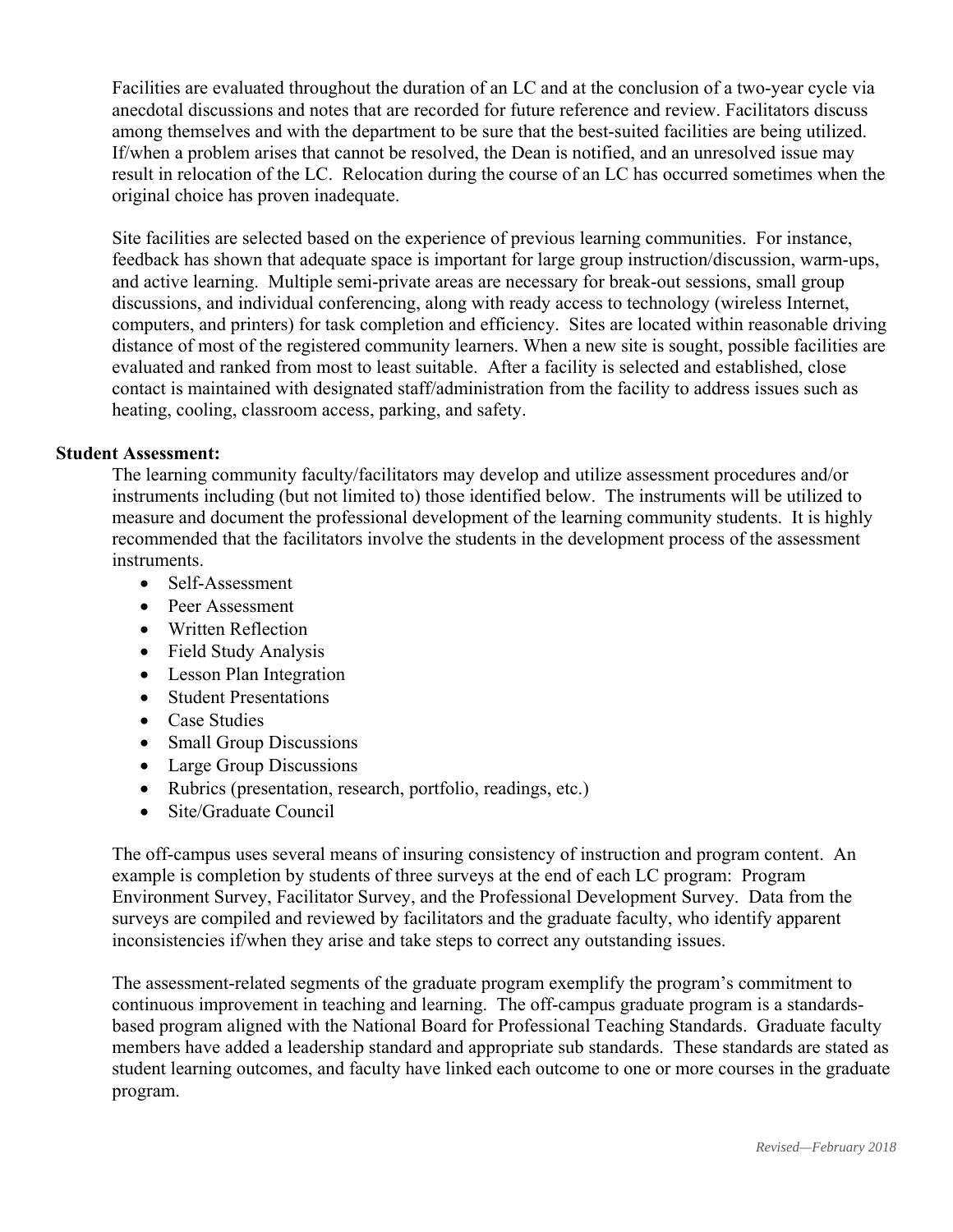Facilities are evaluated throughout the duration of an LC and at the conclusion of a two-year cycle via anecdotal discussions and notes that are recorded for future reference and review. Facilitators discuss among themselves and with the department to be sure that the best-suited facilities are being utilized. If/when a problem arises that cannot be resolved, the Dean is notified, and an unresolved issue may result in relocation of the LC. Relocation during the course of an LC has occurred sometimes when the original choice has proven inadequate.

Site facilities are selected based on the experience of previous learning communities. For instance, feedback has shown that adequate space is important for large group instruction/discussion, warm-ups, and active learning. Multiple semi-private areas are necessary for break-out sessions, small group discussions, and individual conferencing, along with ready access to technology (wireless Internet, computers, and printers) for task completion and efficiency. Sites are located within reasonable driving distance of most of the registered community learners. When a new site is sought, possible facilities are evaluated and ranked from most to least suitable. After a facility is selected and established, close contact is maintained with designated staff/administration from the facility to address issues such as heating, cooling, classroom access, parking, and safety.

**Student Assessment:**

The learning community faculty/facilitators may develop and utilize assessment procedures and/or instruments including (but not limited to) those identified below. The instruments will be utilized to measure and document the professional development of the learning community students. It is highly recommended that the facilitators involve the students in the development process of the assessment instruments.

- Self-Assessment
- Peer Assessment
- Written Reflection
- Field Study Analysis
- Lesson Plan Integration
- Student Presentations
- Case Studies
- Small Group Discussions
- Large Group Discussions
- Rubrics (presentation, research, portfolio, readings, etc.)
- Site/Graduate Council

The off-campus uses several means of insuring consistency of instruction and program content. An example is completion by students of three surveys at the end of each LC program: Program Environment Survey, Facilitator Survey, and the Professional Development Survey. Data from the surveys are compiled and reviewed by facilitators and the graduate faculty, who identify apparent inconsistencies if/when they arise and take steps to correct any outstanding issues.

The assessment-related segments of the graduate program exemplify the program's commitment to continuous improvement in teaching and learning. The off-campus graduate program is a standards-based program aligned with the National Board for Professional Teaching Standards. Graduate faculty members have added a leadership standard and appropriate sub standards. These standards are stated as student learning outcomes, and faculty have linked each outcome to one or more courses in the graduate program.

*Revised—February 2018*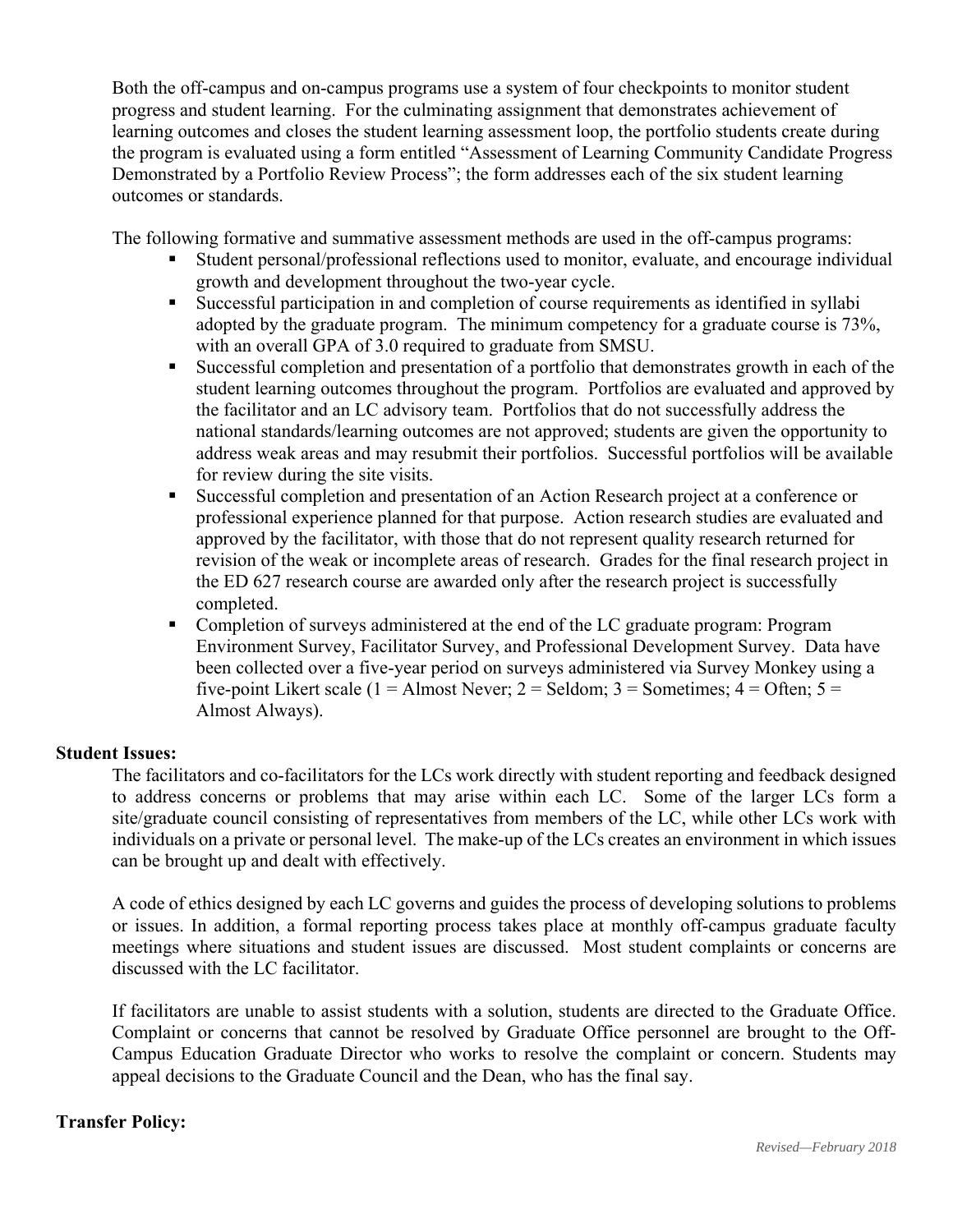Both the off-campus and on-campus programs use a system of four checkpoints to monitor student progress and student learning. For the culminating assignment that demonstrates achievement of learning outcomes and closes the student learning assessment loop, the portfolio students create during the program is evaluated using a form entitled "Assessment of Learning Community Candidate Progress Demonstrated by a Portfolio Review Process"; the form addresses each of the six student learning outcomes or standards.

The following formative and summative assessment methods are used in the off-campus programs:

- Student personal/professional reflections used to monitor, evaluate, and encourage individual growth and development throughout the two-year cycle.
- Successful participation in and completion of course requirements as identified in syllabi adopted by the graduate program. The minimum competency for a graduate course is 73%, with an overall GPA of 3.0 required to graduate from SMSU.
- Successful completion and presentation of a portfolio that demonstrates growth in each of the student learning outcomes throughout the program. Portfolios are evaluated and approved by the facilitator and an LC advisory team. Portfolios that do not successfully address the national standards/learning outcomes are not approved; students are given the opportunity to address weak areas and may resubmit their portfolios. Successful portfolios will be available for review during the site visits.
- Successful completion and presentation of an Action Research project at a conference or professional experience planned for that purpose. Action research studies are evaluated and approved by the facilitator, with those that do not represent quality research returned for revision of the weak or incomplete areas of research. Grades for the final research project in the ED 627 research course are awarded only after the research project is successfully completed.
- Completion of surveys administered at the end of the LC graduate program: Program Environment Survey, Facilitator Survey, and Professional Development Survey. Data have been collected over a five-year period on surveys administered via Survey Monkey using a five-point Likert scale (1 = Almost Never; 2 = Seldom; 3 = Sometimes; 4 = Often; 5 = Almost Always).

**Student Issues:**

The facilitators and co-facilitators for the LCs work directly with student reporting and feedback designed to address concerns or problems that may arise within each LC. Some of the larger LCs form a site/graduate council consisting of representatives from members of the LC, while other LCs work with individuals on a private or personal level. The make-up of the LCs creates an environment in which issues can be brought up and dealt with effectively.

A code of ethics designed by each LC governs and guides the process of developing solutions to problems or issues. In addition, a formal reporting process takes place at monthly off-campus graduate faculty meetings where situations and student issues are discussed. Most student complaints or concerns are discussed with the LC facilitator.

If facilitators are unable to assist students with a solution, students are directed to the Graduate Office. Complaint or concerns that cannot be resolved by Graduate Office personnel are brought to the Off-Campus Education Graduate Director who works to resolve the complaint or concern. Students may appeal decisions to the Graduate Council and the Dean, who has the final say.

**Transfer Policy:**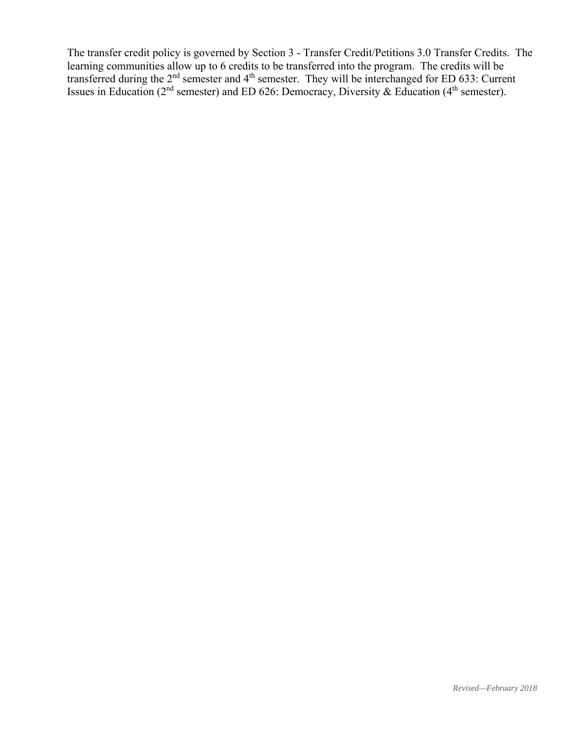The transfer credit policy is governed by Section 3 - Transfer Credit/Petitions 3.0 Transfer Credits. The learning communities allow up to 6 credits to be transferred into the program. The credits will be transferred during the 2nd semester and 4th semester. They will be interchanged for ED 633: Current Issues in Education (2nd semester) and ED 626: Democracy, Diversity & Education (4th semester).

*Revised—February 2018*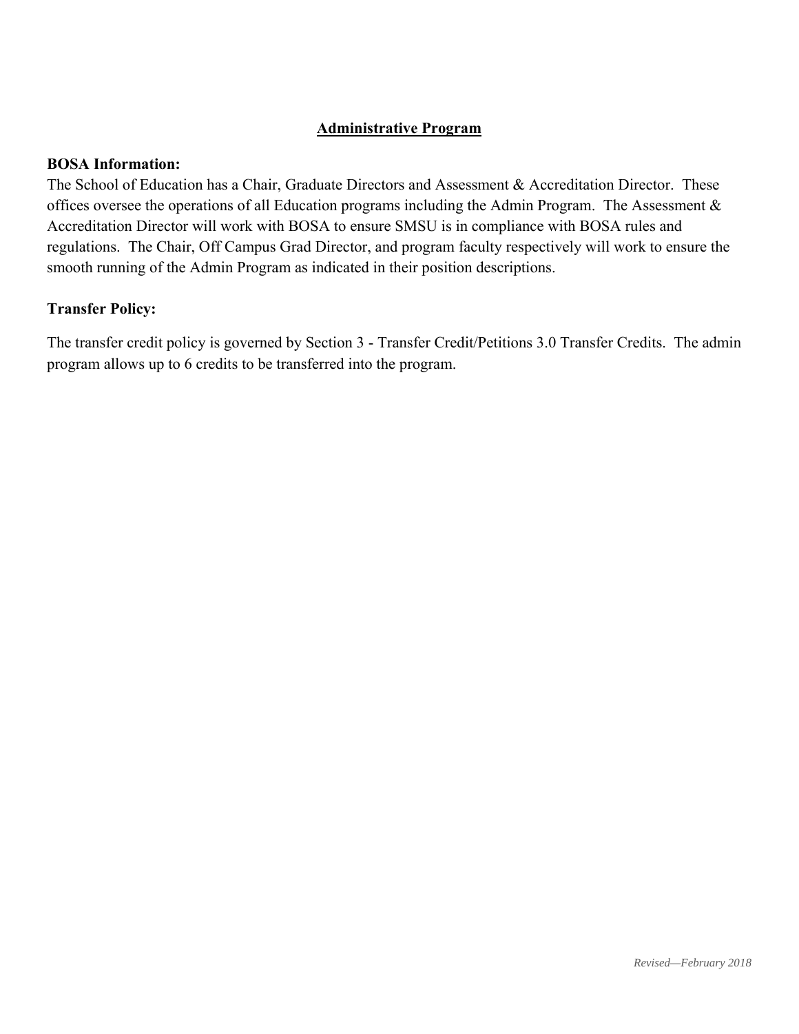## Administrative Program

**BOSA Information:**

The School of Education has a Chair, Graduate Directors and Assessment & Accreditation Director. These offices oversee the operations of all Education programs including the Admin Program. The Assessment & Accreditation Director will work with BOSA to ensure SMSU is in compliance with BOSA rules and regulations. The Chair, Off Campus Grad Director, and program faculty respectively will work to ensure the smooth running of the Admin Program as indicated in their position descriptions.

**Transfer Policy:**

The transfer credit policy is governed by Section 3 - Transfer Credit/Petitions 3.0 Transfer Credits. The admin program allows up to 6 credits to be transferred into the program.

*Revised—February 2018*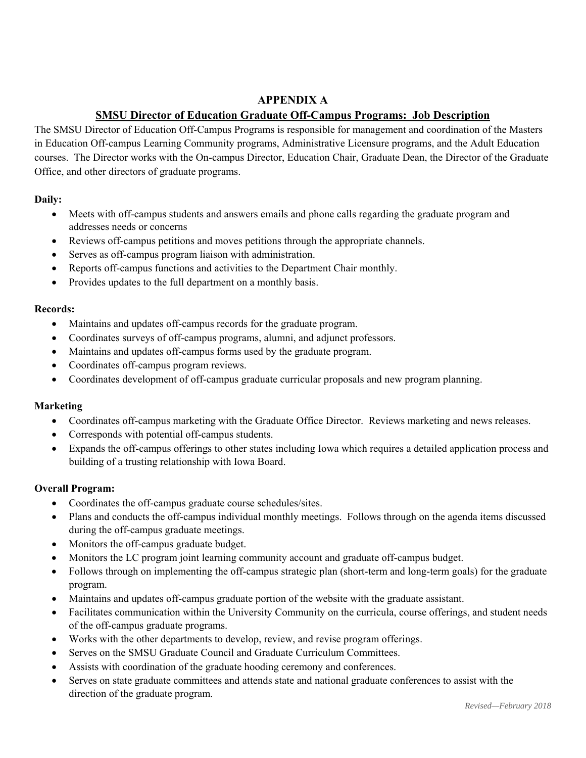# APPENDIX A

## SMSU Director of Education Graduate Off-Campus Programs: Job Description

The SMSU Director of Education Off-Campus Programs is responsible for management and coordination of the Masters in Education Off-campus Learning Community programs, Administrative Licensure programs, and the Adult Education courses. The Director works with the On-campus Director, Education Chair, Graduate Dean, the Director of the Graduate Office, and other directors of graduate programs.

**Daily:**

- Meets with off-campus students and answers emails and phone calls regarding the graduate program and addresses needs or concerns
- Reviews off-campus petitions and moves petitions through the appropriate channels.
- Serves as off-campus program liaison with administration.
- Reports off-campus functions and activities to the Department Chair monthly.
- Provides updates to the full department on a monthly basis.

**Records:**

- Maintains and updates off-campus records for the graduate program.
- Coordinates surveys of off-campus programs, alumni, and adjunct professors.
- Maintains and updates off-campus forms used by the graduate program.
- Coordinates off-campus program reviews.
- Coordinates development of off-campus graduate curricular proposals and new program planning.

**Marketing**

- Coordinates off-campus marketing with the Graduate Office Director. Reviews marketing and news releases.
- Corresponds with potential off-campus students.
- Expands the off-campus offerings to other states including Iowa which requires a detailed application process and building of a trusting relationship with Iowa Board.

**Overall Program:**

- Coordinates the off-campus graduate course schedules/sites.
- Plans and conducts the off-campus individual monthly meetings. Follows through on the agenda items discussed during the off-campus graduate meetings.
- Monitors the off-campus graduate budget.
- Monitors the LC program joint learning community account and graduate off-campus budget.
- Follows through on implementing the off-campus strategic plan (short-term and long-term goals) for the graduate program.
- Maintains and updates off-campus graduate portion of the website with the graduate assistant.
- Facilitates communication within the University Community on the curricula, course offerings, and student needs of the off-campus graduate programs.
- Works with the other departments to develop, review, and revise program offerings.
- Serves on the SMSU Graduate Council and Graduate Curriculum Committees.
- Assists with coordination of the graduate hooding ceremony and conferences.
- Serves on state graduate committees and attends state and national graduate conferences to assist with the direction of the graduate program.

*Revised—February 2018*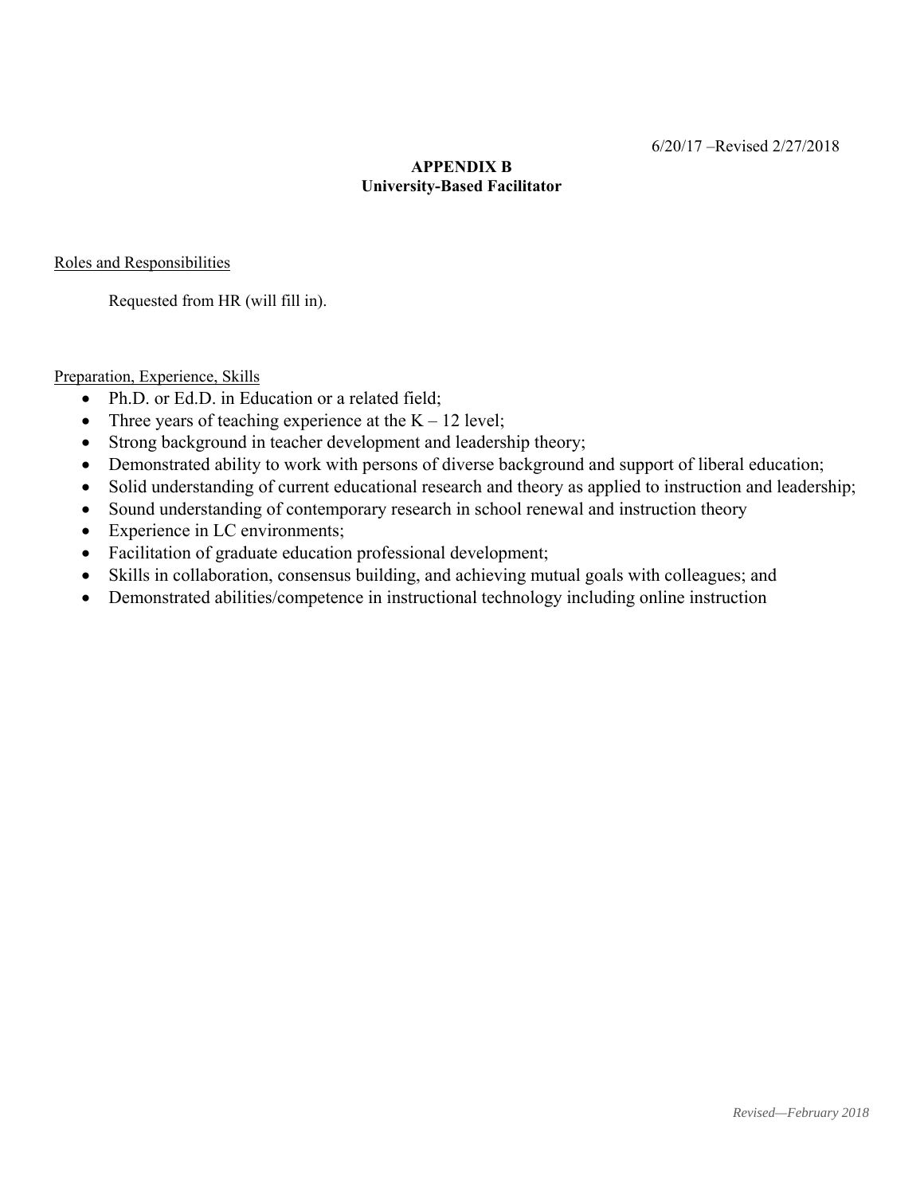6/20/17 –Revised 2/27/2018

**APPENDIX B**
**University-Based Facilitator**

Roles and Responsibilities

Requested from HR (will fill in).

Preparation, Experience, Skills

- Ph.D. or Ed.D. in Education or a related field;
- Three years of teaching experience at the K – 12 level;
- Strong background in teacher development and leadership theory;
- Demonstrated ability to work with persons of diverse background and support of liberal education;
- Solid understanding of current educational research and theory as applied to instruction and leadership;
- Sound understanding of contemporary research in school renewal and instruction theory
- Experience in LC environments;
- Facilitation of graduate education professional development;
- Skills in collaboration, consensus building, and achieving mutual goals with colleagues; and
- Demonstrated abilities/competence in instructional technology including online instruction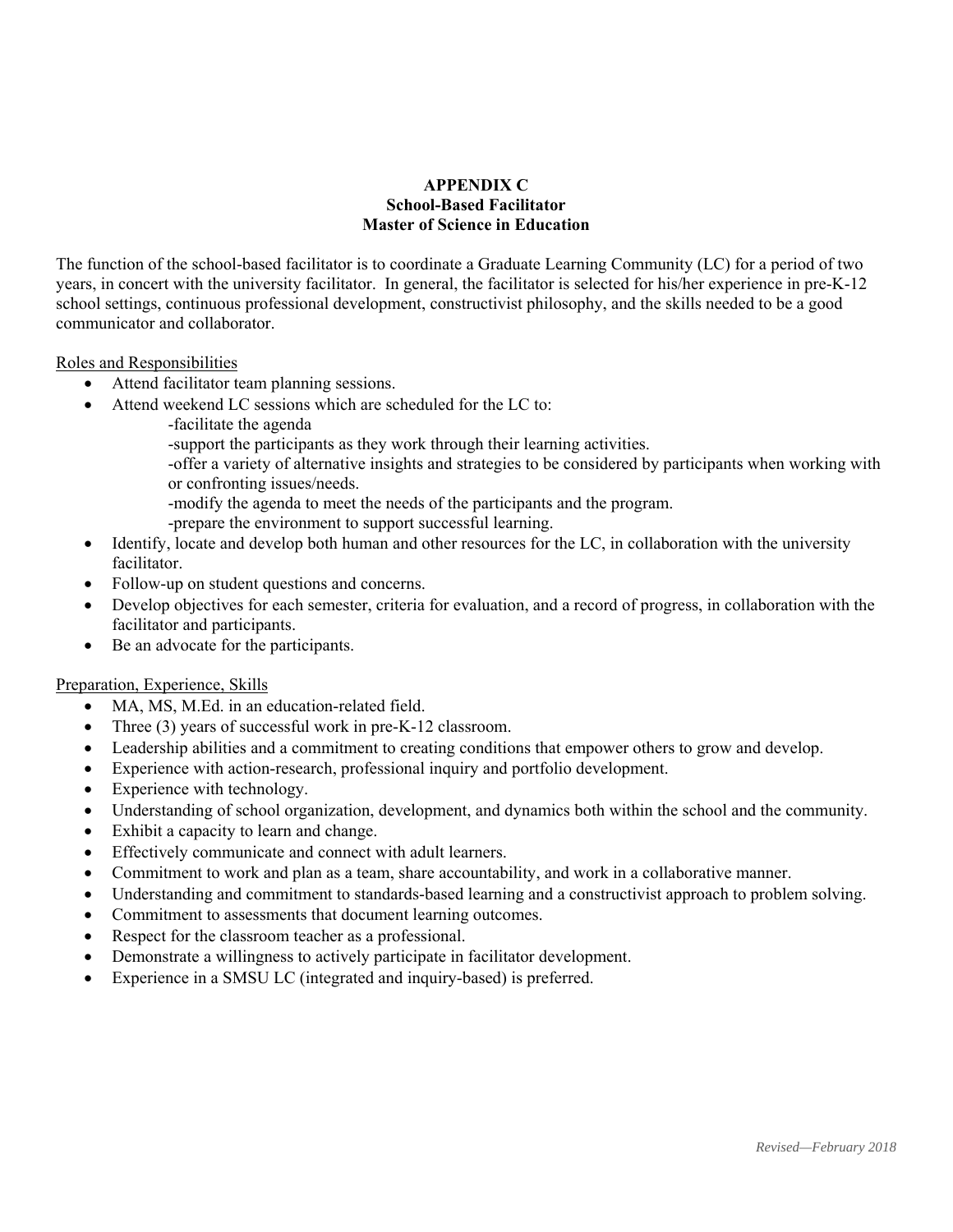# APPENDIX C
## School-Based Facilitator
## Master of Science in Education

The function of the school-based facilitator is to coordinate a Graduate Learning Community (LC) for a period of two years, in concert with the university facilitator. In general, the facilitator is selected for his/her experience in pre-K-12 school settings, continuous professional development, constructivist philosophy, and the skills needed to be a good communicator and collaborator.

<u>Roles and Responsibilities</u>

- Attend facilitator team planning sessions.
- Attend weekend LC sessions which are scheduled for the LC to:
  - -facilitate the agenda
  - -support the participants as they work through their learning activities.
  - -offer a variety of alternative insights and strategies to be considered by participants when working with or confronting issues/needs.
  - -modify the agenda to meet the needs of the participants and the program.
  - -prepare the environment to support successful learning.
- Identify, locate and develop both human and other resources for the LC, in collaboration with the university facilitator.
- Follow-up on student questions and concerns.
- Develop objectives for each semester, criteria for evaluation, and a record of progress, in collaboration with the facilitator and participants.
- Be an advocate for the participants.

<u>Preparation, Experience, Skills</u>

- MA, MS, M.Ed. in an education-related field.
- Three (3) years of successful work in pre-K-12 classroom.
- Leadership abilities and a commitment to creating conditions that empower others to grow and develop.
- Experience with action-research, professional inquiry and portfolio development.
- Experience with technology.
- Understanding of school organization, development, and dynamics both within the school and the community.
- Exhibit a capacity to learn and change.
- Effectively communicate and connect with adult learners.
- Commitment to work and plan as a team, share accountability, and work in a collaborative manner.
- Understanding and commitment to standards-based learning and a constructivist approach to problem solving.
- Commitment to assessments that document learning outcomes.
- Respect for the classroom teacher as a professional.
- Demonstrate a willingness to actively participate in facilitator development.
- Experience in a SMSU LC (integrated and inquiry-based) is preferred.

*Revised—February 2018*